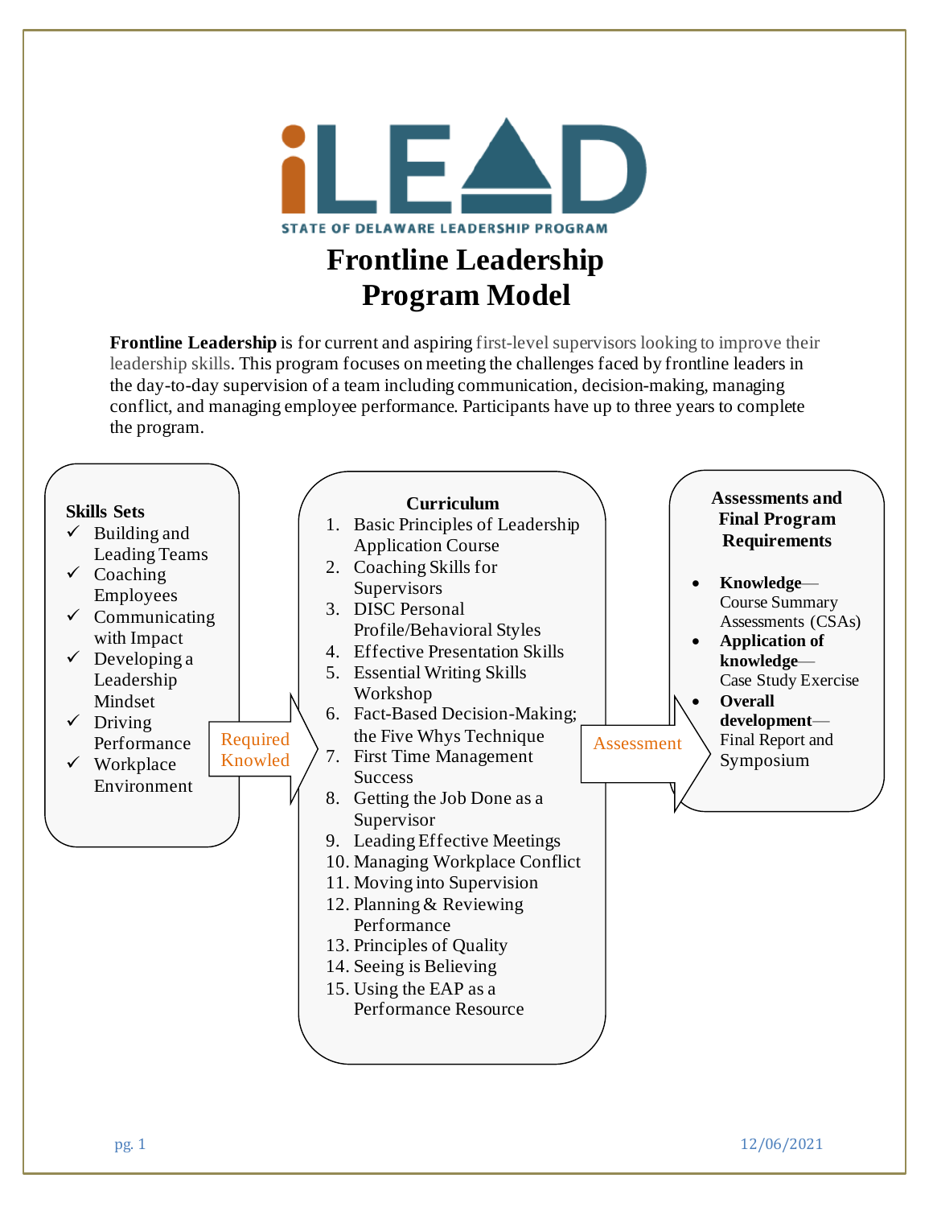iLEAD

STATE OF DELAWARE LEADERSHIP PROGRAM

# Frontline Leadership Program Model

**Frontline Leadership** is for current and aspiring first-level supervisors looking to improve their leadership skills. This program focuses on meeting the challenges faced by frontline leaders in the day-to-day supervision of a team including communication, decision-making, managing conflict, and managing employee performance. Participants have up to three years to complete the program.

**Skills Sets**

- ✓ Building and Leading Teams
- ✓ Coaching Employees
- ✓ Communicating with Impact
- ✓ Developing a Leadership Mindset
- ✓ Driving Performance
- ✓ Workplace Environment

Required Knowled

**Curriculum**

1. Basic Principles of Leadership Application Course
2. Coaching Skills for Supervisors
3. DISC Personal Profile/Behavioral Styles
4. Effective Presentation Skills
5. Essential Writing Skills Workshop
6. Fact-Based Decision-Making; the Five Whys Technique
7. First Time Management Success
8. Getting the Job Done as a Supervisor
9. Leading Effective Meetings
10. Managing Workplace Conflict
11. Moving into Supervision
12. Planning & Reviewing Performance
13. Principles of Quality
14. Seeing is Believing
15. Using the EAP as a Performance Resource

Assessment

**Assessments and Final Program Requirements**

- **Knowledge**—Course Summary Assessments (CSAs)
- **Application of knowledge**—Case Study Exercise
- **Overall development**—Final Report and Symposium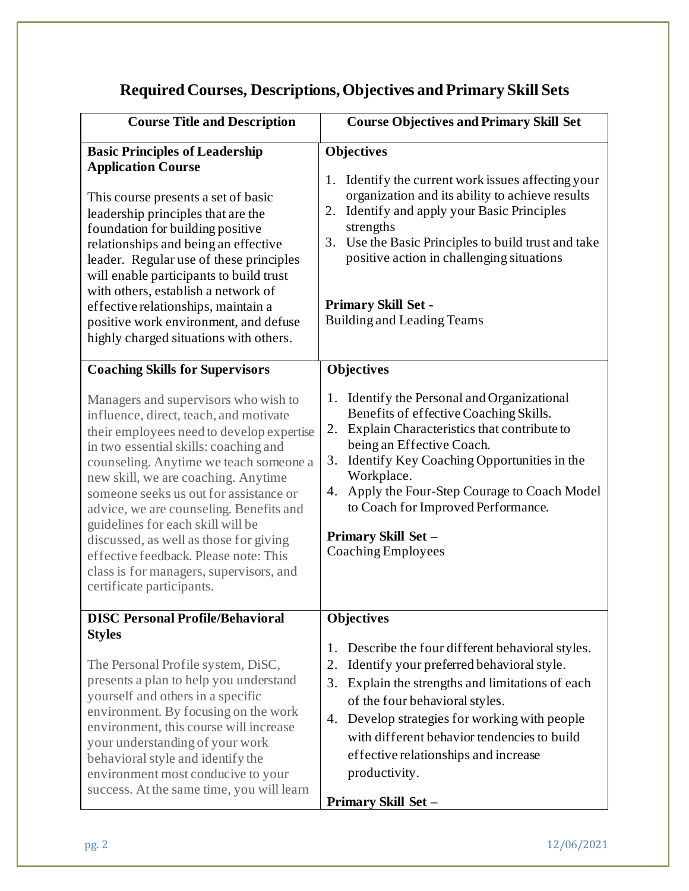# Required Courses, Descriptions, Objectives and Primary Skill Sets

| Course Title and Description | Course Objectives and Primary Skill Set |
|---|---|
| **Basic Principles of Leadership Application Course**<br><br>This course presents a set of basic leadership principles that are the foundation for building positive relationships and being an effective leader. Regular use of these principles will enable participants to build trust with others, establish a network of effective relationships, maintain a positive work environment, and defuse highly charged situations with others. | **Objectives**<br><br>1. Identify the current work issues affecting your organization and its ability to achieve results<br>2. Identify and apply your Basic Principles strengths<br>3. Use the Basic Principles to build trust and take positive action in challenging situations<br><br>**Primary Skill Set -**<br>Building and Leading Teams |
| **Coaching Skills for Supervisors**<br><br>Managers and supervisors who wish to influence, direct, teach, and motivate their employees need to develop expertise in two essential skills: coaching and counseling. Anytime we teach someone a new skill, we are coaching. Anytime someone seeks us out for assistance or advice, we are counseling. Benefits and guidelines for each skill will be discussed, as well as those for giving effective feedback. Please note: This class is for managers, supervisors, and certificate participants. | **Objectives**<br><br>1. Identify the Personal and Organizational Benefits of effective Coaching Skills.<br>2. Explain Characteristics that contribute to being an Effective Coach.<br>3. Identify Key Coaching Opportunities in the Workplace.<br>4. Apply the Four-Step Courage to Coach Model to Coach for Improved Performance.<br><br>**Primary Skill Set –**<br>Coaching Employees |
| **DISC Personal Profile/Behavioral Styles**<br><br>The Personal Profile system, DiSC, presents a plan to help you understand yourself and others in a specific environment. By focusing on the work environment, this course will increase your understanding of your work behavioral style and identify the environment most conducive to your success. At the same time, you will learn | **Objectives**<br><br>1. Describe the four different behavioral styles.<br>2. Identify your preferred behavioral style.<br>3. Explain the strengths and limitations of each of the four behavioral styles.<br>4. Develop strategies for working with people with different behavior tendencies to build effective relationships and increase productivity.<br><br>**Primary Skill Set –** |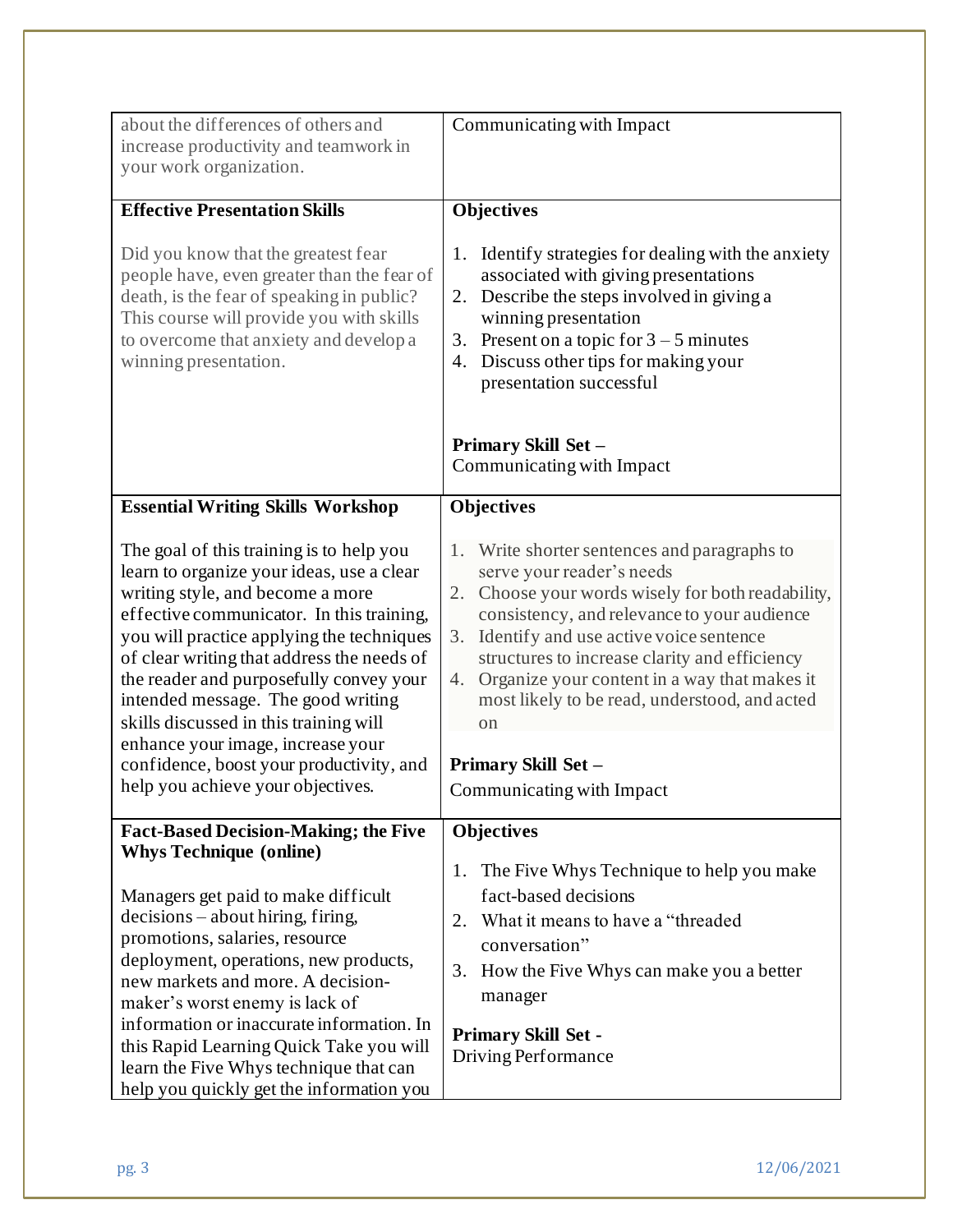| | |
|---|---|
| about the differences of others and increase productivity and teamwork in your work organization. | Communicating with Impact |
| **Effective Presentation Skills**<br><br>Did you know that the greatest fear people have, even greater than the fear of death, is the fear of speaking in public? This course will provide you with skills to overcome that anxiety and develop a winning presentation. | **Objectives**<br><br>1. Identify strategies for dealing with the anxiety associated with giving presentations<br>2. Describe the steps involved in giving a winning presentation<br>3. Present on a topic for 3 – 5 minutes<br>4. Discuss other tips for making your presentation successful<br><br>**Primary Skill Set –**<br>Communicating with Impact |
| **Essential Writing Skills Workshop**<br><br>The goal of this training is to help you learn to organize your ideas, use a clear writing style, and become a more effective communicator. In this training, you will practice applying the techniques of clear writing that address the needs of the reader and purposefully convey your intended message. The good writing skills discussed in this training will enhance your image, increase your confidence, boost your productivity, and help you achieve your objectives. | **Objectives**<br><br>1. Write shorter sentences and paragraphs to serve your reader's needs<br>2. Choose your words wisely for both readability, consistency, and relevance to your audience<br>3. Identify and use active voice sentence structures to increase clarity and efficiency<br>4. Organize your content in a way that makes it most likely to be read, understood, and acted on<br><br>**Primary Skill Set –**<br>Communicating with Impact |
| **Fact-Based Decision-Making; the Five Whys Technique (online)**<br><br>Managers get paid to make difficult decisions – about hiring, firing, promotions, salaries, resource deployment, operations, new products, new markets and more. A decision-maker's worst enemy is lack of information or inaccurate information. In this Rapid Learning Quick Take you will learn the Five Whys technique that can help you quickly get the information you | **Objectives**<br><br>1. The Five Whys Technique to help you make fact-based decisions<br>2. What it means to have a "threaded conversation"<br>3. How the Five Whys can make you a better manager<br><br>**Primary Skill Set -**<br>Driving Performance |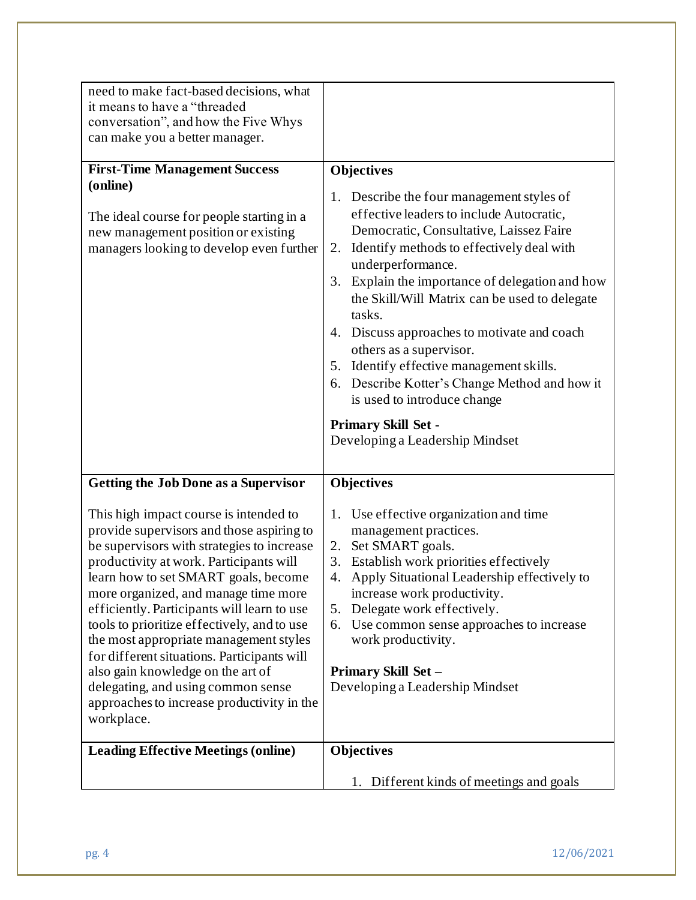| | |
|---|---|
| need to make fact-based decisions, what it means to have a "threaded conversation", and how the Five Whys can make you a better manager. | |
| **First-Time Management Success (online)**<br><br>The ideal course for people starting in a new management position or existing managers looking to develop even further | **Objectives**<br><br>1. Describe the four management styles of effective leaders to include Autocratic, Democratic, Consultative, Laissez Faire<br>2. Identify methods to effectively deal with underperformance.<br>3. Explain the importance of delegation and how the Skill/Will Matrix can be used to delegate tasks.<br>4. Discuss approaches to motivate and coach others as a supervisor.<br>5. Identify effective management skills.<br>6. Describe Kotter's Change Method and how it is used to introduce change<br><br>**Primary Skill Set -**<br>Developing a Leadership Mindset |
| **Getting the Job Done as a Supervisor**<br><br>This high impact course is intended to provide supervisors and those aspiring to be supervisors with strategies to increase productivity at work. Participants will learn how to set SMART goals, become more organized, and manage time more efficiently. Participants will learn to use tools to prioritize effectively, and to use the most appropriate management styles for different situations. Participants will also gain knowledge on the art of delegating, and using common sense approaches to increase productivity in the workplace. | **Objectives**<br><br>1. Use effective organization and time management practices.<br>2. Set SMART goals.<br>3. Establish work priorities effectively<br>4. Apply Situational Leadership effectively to increase work productivity.<br>5. Delegate work effectively.<br>6. Use common sense approaches to increase work productivity.<br><br>**Primary Skill Set –**<br>Developing a Leadership Mindset |
| **Leading Effective Meetings (online)** | **Objectives**<br><br>1. Different kinds of meetings and goals |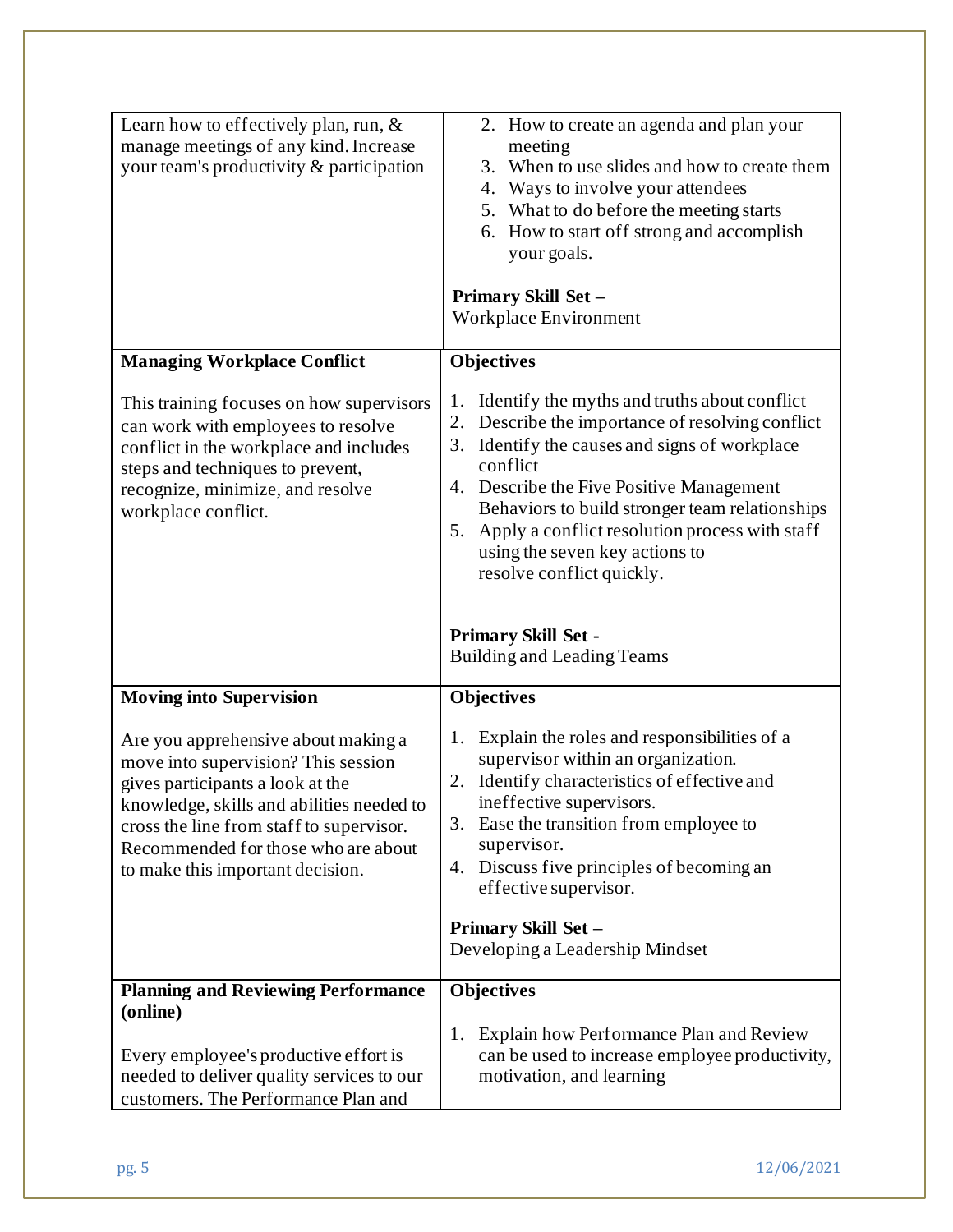| | |
|---|---|
| Learn how to effectively plan, run, & manage meetings of any kind. Increase your team's productivity & participation | 2. How to create an agenda and plan your meeting<br>3. When to use slides and how to create them<br>4. Ways to involve your attendees<br>5. What to do before the meeting starts<br>6. How to start off strong and accomplish your goals.<br><br>**Primary Skill Set –**<br>Workplace Environment |
| **Managing Workplace Conflict**<br><br>This training focuses on how supervisors can work with employees to resolve conflict in the workplace and includes steps and techniques to prevent, recognize, minimize, and resolve workplace conflict. | **Objectives**<br><br>1. Identify the myths and truths about conflict<br>2. Describe the importance of resolving conflict<br>3. Identify the causes and signs of workplace conflict<br>4. Describe the Five Positive Management Behaviors to build stronger team relationships<br>5. Apply a conflict resolution process with staff using the seven key actions to resolve conflict quickly.<br><br>**Primary Skill Set -**<br>Building and Leading Teams |
| **Moving into Supervision**<br><br>Are you apprehensive about making a move into supervision? This session gives participants a look at the knowledge, skills and abilities needed to cross the line from staff to supervisor. Recommended for those who are about to make this important decision. | **Objectives**<br><br>1. Explain the roles and responsibilities of a supervisor within an organization.<br>2. Identify characteristics of effective and ineffective supervisors.<br>3. Ease the transition from employee to supervisor.<br>4. Discuss five principles of becoming an effective supervisor.<br><br>**Primary Skill Set –**<br>Developing a Leadership Mindset |
| **Planning and Reviewing Performance (online)**<br><br>Every employee's productive effort is needed to deliver quality services to our customers. The Performance Plan and | **Objectives**<br><br>1. Explain how Performance Plan and Review can be used to increase employee productivity, motivation, and learning |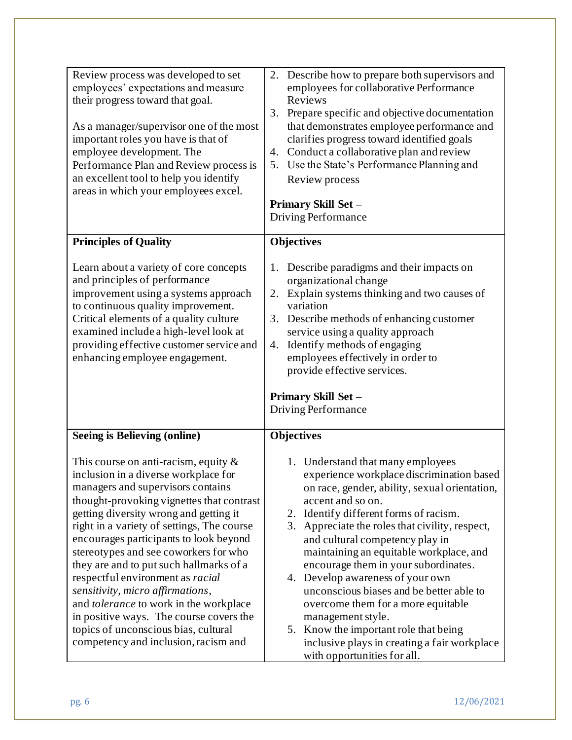| | |
|---|---|
| Review process was developed to set employees' expectations and measure their progress toward that goal.<br><br>As a manager/supervisor one of the most important roles you have is that of employee development. The Performance Plan and Review process is an excellent tool to help you identify areas in which your employees excel. | 2. Describe how to prepare both supervisors and employees for collaborative Performance Reviews<br>3. Prepare specific and objective documentation that demonstrates employee performance and clarifies progress toward identified goals<br>4. Conduct a collaborative plan and review<br>5. Use the State's Performance Planning and Review process<br><br>**Primary Skill Set –**<br>Driving Performance |
| **Principles of Quality**<br><br>Learn about a variety of core concepts and principles of performance improvement using a systems approach to continuous quality improvement. Critical elements of a quality culture examined include a high-level look at providing effective customer service and enhancing employee engagement. | **Objectives**<br><br>1. Describe paradigms and their impacts on organizational change<br>2. Explain systems thinking and two causes of variation<br>3. Describe methods of enhancing customer service using a quality approach<br>4. Identify methods of engaging employees effectively in order to provide effective services.<br><br>**Primary Skill Set –**<br>Driving Performance |
| **Seeing is Believing (online)**<br><br>This course on anti-racism, equity & inclusion in a diverse workplace for managers and supervisors contains thought-provoking vignettes that contrast getting diversity wrong and getting it right in a variety of settings, The course encourages participants to look beyond stereotypes and see coworkers for who they are and to put such hallmarks of a respectful environment as *racial sensitivity, micro affirmations*, and *tolerance* to work in the workplace in positive ways. The course covers the topics of unconscious bias, cultural competency and inclusion, racism and | **Objectives**<br><br>1. Understand that many employees experience workplace discrimination based on race, gender, ability, sexual orientation, accent and so on.<br>2. Identify different forms of racism.<br>3. Appreciate the roles that civility, respect, and cultural competency play in maintaining an equitable workplace, and encourage them in your subordinates.<br>4. Develop awareness of your own unconscious biases and be better able to overcome them for a more equitable management style.<br>5. Know the important role that being inclusive plays in creating a fair workplace with opportunities for all. |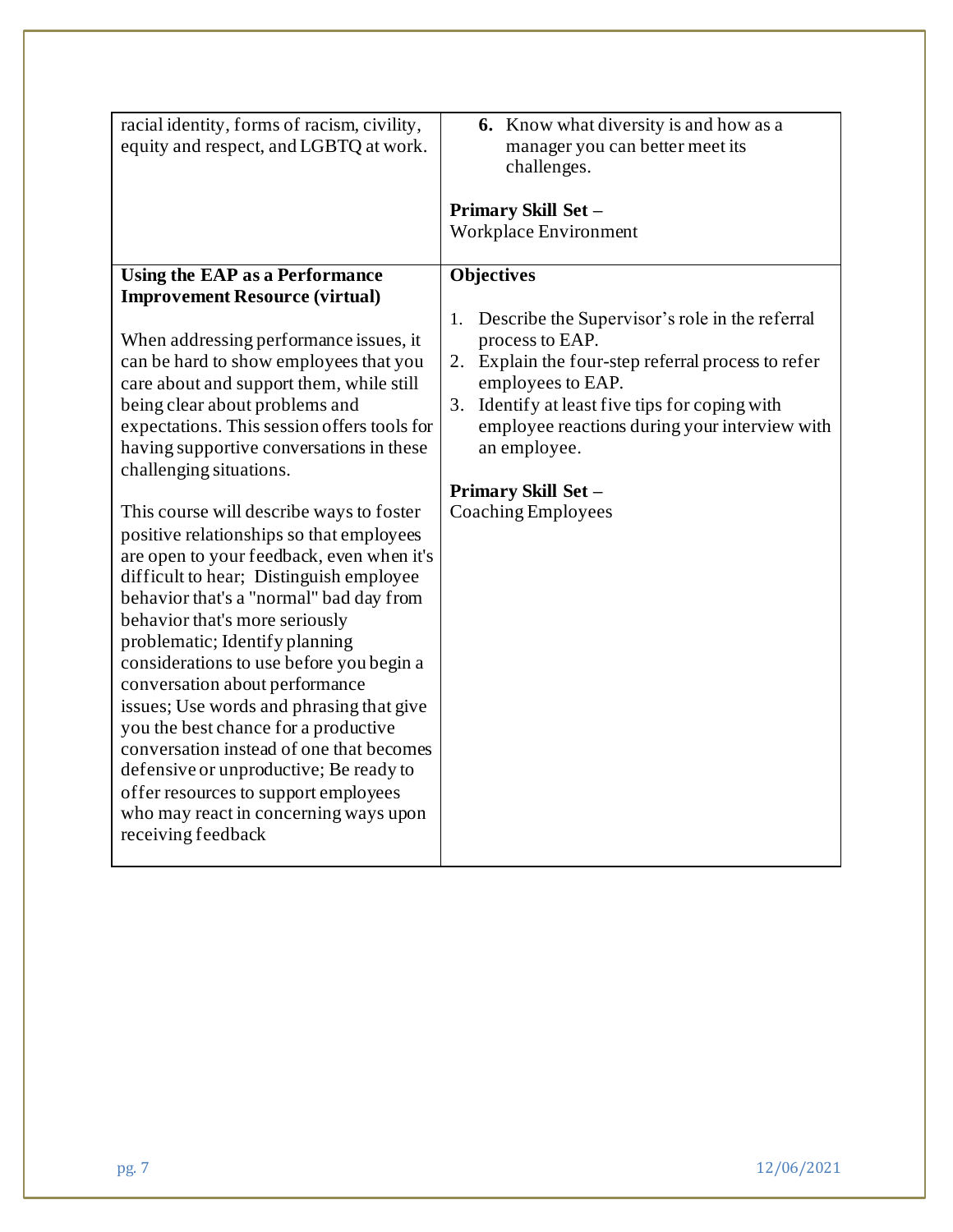| | |
|---|---|
| racial identity, forms of racism, civility, equity and respect, and LGBTQ at work. | **6.** Know what diversity is and how as a manager you can better meet its challenges.<br><br>**Primary Skill Set –**<br>Workplace Environment |
| **Using the EAP as a Performance Improvement Resource (virtual)**<br><br>When addressing performance issues, it can be hard to show employees that you care about and support them, while still being clear about problems and expectations. This session offers tools for having supportive conversations in these challenging situations.<br><br>This course will describe ways to foster positive relationships so that employees are open to your feedback, even when it's difficult to hear; Distinguish employee behavior that's a "normal" bad day from behavior that's more seriously problematic; Identify planning considerations to use before you begin a conversation about performance issues; Use words and phrasing that give you the best chance for a productive conversation instead of one that becomes defensive or unproductive; Be ready to offer resources to support employees who may react in concerning ways upon receiving feedback | **Objectives**<br><br>1. Describe the Supervisor's role in the referral process to EAP.<br>2. Explain the four-step referral process to refer employees to EAP.<br>3. Identify at least five tips for coping with employee reactions during your interview with an employee.<br><br>**Primary Skill Set –**<br>Coaching Employees |